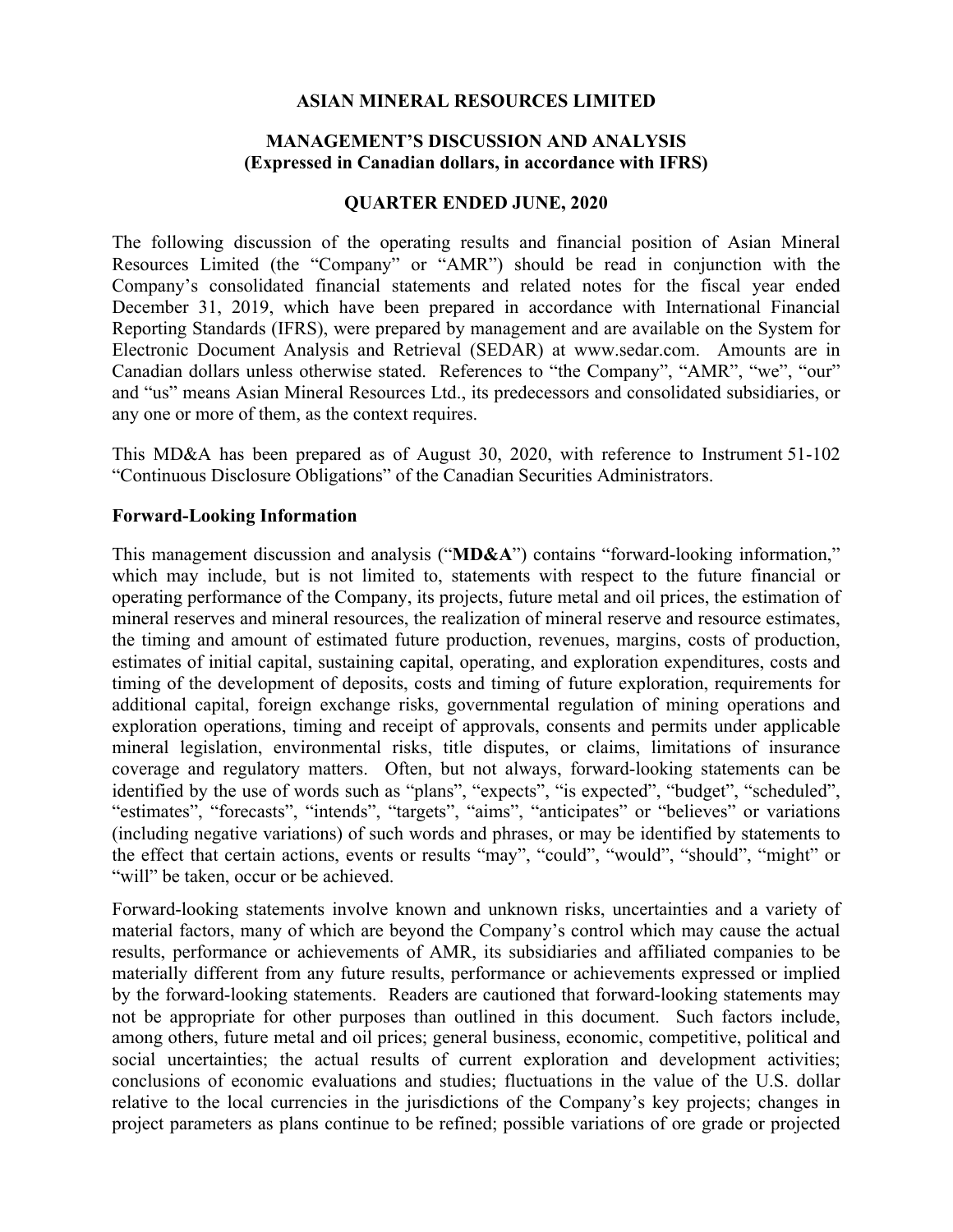# ASIAN MINERAL RESOURCES LIMITED

## MANAGEMENT'S DISCUSSION AND ANALYSIS
## (Expressed in Canadian dollars, in accordance with IFRS)

## QUARTER ENDED JUNE, 2020

The following discussion of the operating results and financial position of Asian Mineral Resources Limited (the "Company" or "AMR") should be read in conjunction with the Company's consolidated financial statements and related notes for the fiscal year ended December 31, 2019, which have been prepared in accordance with International Financial Reporting Standards (IFRS), were prepared by management and are available on the System for Electronic Document Analysis and Retrieval (SEDAR) at www.sedar.com. Amounts are in Canadian dollars unless otherwise stated. References to "the Company", "AMR", "we", "our" and "us" means Asian Mineral Resources Ltd., its predecessors and consolidated subsidiaries, or any one or more of them, as the context requires.

This MD&A has been prepared as of August 30, 2020, with reference to Instrument 51-102 "Continuous Disclosure Obligations" of the Canadian Securities Administrators.

### Forward-Looking Information

This management discussion and analysis ("**MD&A**") contains "forward-looking information," which may include, but is not limited to, statements with respect to the future financial or operating performance of the Company, its projects, future metal and oil prices, the estimation of mineral reserves and mineral resources, the realization of mineral reserve and resource estimates, the timing and amount of estimated future production, revenues, margins, costs of production, estimates of initial capital, sustaining capital, operating, and exploration expenditures, costs and timing of the development of deposits, costs and timing of future exploration, requirements for additional capital, foreign exchange risks, governmental regulation of mining operations and exploration operations, timing and receipt of approvals, consents and permits under applicable mineral legislation, environmental risks, title disputes, or claims, limitations of insurance coverage and regulatory matters. Often, but not always, forward-looking statements can be identified by the use of words such as "plans", "expects", "is expected", "budget", "scheduled", "estimates", "forecasts", "intends", "targets", "aims", "anticipates" or "believes" or variations (including negative variations) of such words and phrases, or may be identified by statements to the effect that certain actions, events or results "may", "could", "would", "should", "might" or "will" be taken, occur or be achieved.

Forward-looking statements involve known and unknown risks, uncertainties and a variety of material factors, many of which are beyond the Company's control which may cause the actual results, performance or achievements of AMR, its subsidiaries and affiliated companies to be materially different from any future results, performance or achievements expressed or implied by the forward-looking statements. Readers are cautioned that forward-looking statements may not be appropriate for other purposes than outlined in this document. Such factors include, among others, future metal and oil prices; general business, economic, competitive, political and social uncertainties; the actual results of current exploration and development activities; conclusions of economic evaluations and studies; fluctuations in the value of the U.S. dollar relative to the local currencies in the jurisdictions of the Company's key projects; changes in project parameters as plans continue to be refined; possible variations of ore grade or projected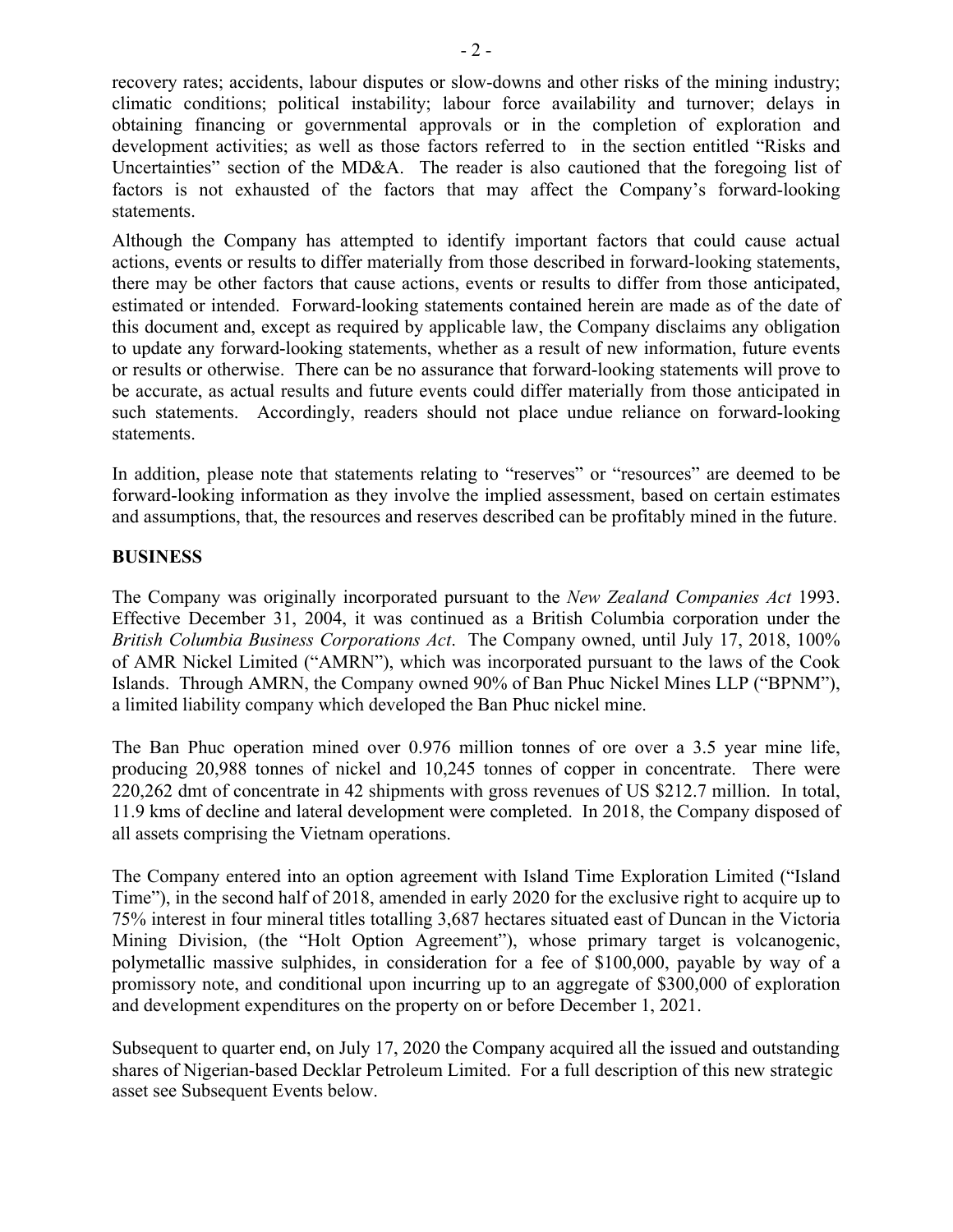recovery rates; accidents, labour disputes or slow-downs and other risks of the mining industry; climatic conditions; political instability; labour force availability and turnover; delays in obtaining financing or governmental approvals or in the completion of exploration and development activities; as well as those factors referred to in the section entitled "Risks and Uncertainties" section of the MD&A. The reader is also cautioned that the foregoing list of factors is not exhausted of the factors that may affect the Company's forward-looking statements.

Although the Company has attempted to identify important factors that could cause actual actions, events or results to differ materially from those described in forward-looking statements, there may be other factors that cause actions, events or results to differ from those anticipated, estimated or intended. Forward-looking statements contained herein are made as of the date of this document and, except as required by applicable law, the Company disclaims any obligation to update any forward-looking statements, whether as a result of new information, future events or results or otherwise. There can be no assurance that forward-looking statements will prove to be accurate, as actual results and future events could differ materially from those anticipated in such statements. Accordingly, readers should not place undue reliance on forward-looking statements.

In addition, please note that statements relating to "reserves" or "resources" are deemed to be forward-looking information as they involve the implied assessment, based on certain estimates and assumptions, that, the resources and reserves described can be profitably mined in the future.

## BUSINESS

The Company was originally incorporated pursuant to the *New Zealand Companies Act* 1993. Effective December 31, 2004, it was continued as a British Columbia corporation under the *British Columbia Business Corporations Act*. The Company owned, until July 17, 2018, 100% of AMR Nickel Limited ("AMRN"), which was incorporated pursuant to the laws of the Cook Islands. Through AMRN, the Company owned 90% of Ban Phuc Nickel Mines LLP ("BPNM"), a limited liability company which developed the Ban Phuc nickel mine.

The Ban Phuc operation mined over 0.976 million tonnes of ore over a 3.5 year mine life, producing 20,988 tonnes of nickel and 10,245 tonnes of copper in concentrate. There were 220,262 dmt of concentrate in 42 shipments with gross revenues of US $212.7 million. In total, 11.9 kms of decline and lateral development were completed. In 2018, the Company disposed of all assets comprising the Vietnam operations.

The Company entered into an option agreement with Island Time Exploration Limited ("Island Time"), in the second half of 2018, amended in early 2020 for the exclusive right to acquire up to 75% interest in four mineral titles totalling 3,687 hectares situated east of Duncan in the Victoria Mining Division, (the "Holt Option Agreement"), whose primary target is volcanogenic, polymetallic massive sulphides, in consideration for a fee of $100,000, payable by way of a promissory note, and conditional upon incurring up to an aggregate of $300,000 of exploration and development expenditures on the property on or before December 1, 2021.

Subsequent to quarter end, on July 17, 2020 the Company acquired all the issued and outstanding shares of Nigerian-based Decklar Petroleum Limited. For a full description of this new strategic asset see Subsequent Events below.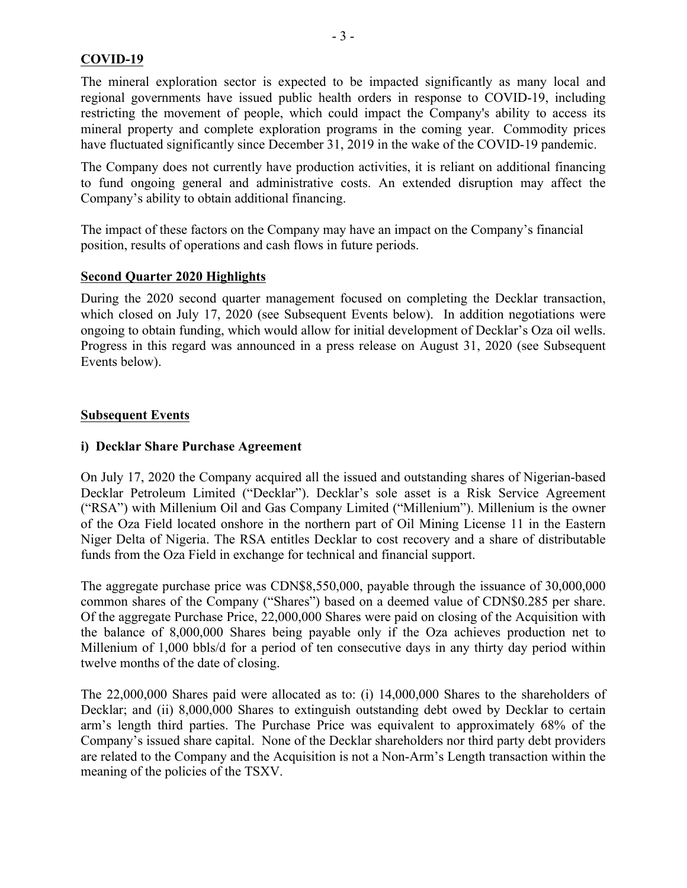## COVID-19

The mineral exploration sector is expected to be impacted significantly as many local and regional governments have issued public health orders in response to COVID-19, including restricting the movement of people, which could impact the Company's ability to access its mineral property and complete exploration programs in the coming year. Commodity prices have fluctuated significantly since December 31, 2019 in the wake of the COVID-19 pandemic.

The Company does not currently have production activities, it is reliant on additional financing to fund ongoing general and administrative costs. An extended disruption may affect the Company's ability to obtain additional financing.

The impact of these factors on the Company may have an impact on the Company's financial position, results of operations and cash flows in future periods.

## Second Quarter 2020 Highlights

During the 2020 second quarter management focused on completing the Decklar transaction, which closed on July 17, 2020 (see Subsequent Events below). In addition negotiations were ongoing to obtain funding, which would allow for initial development of Decklar's Oza oil wells. Progress in this regard was announced in a press release on August 31, 2020 (see Subsequent Events below).

## Subsequent Events

### i) Decklar Share Purchase Agreement

On July 17, 2020 the Company acquired all the issued and outstanding shares of Nigerian-based Decklar Petroleum Limited ("Decklar"). Decklar's sole asset is a Risk Service Agreement ("RSA") with Millenium Oil and Gas Company Limited ("Millenium"). Millenium is the owner of the Oza Field located onshore in the northern part of Oil Mining License 11 in the Eastern Niger Delta of Nigeria. The RSA entitles Decklar to cost recovery and a share of distributable funds from the Oza Field in exchange for technical and financial support.

The aggregate purchase price was CDN$8,550,000, payable through the issuance of 30,000,000 common shares of the Company ("Shares") based on a deemed value of CDN$0.285 per share. Of the aggregate Purchase Price, 22,000,000 Shares were paid on closing of the Acquisition with the balance of 8,000,000 Shares being payable only if the Oza achieves production net to Millenium of 1,000 bbls/d for a period of ten consecutive days in any thirty day period within twelve months of the date of closing.

The 22,000,000 Shares paid were allocated as to: (i) 14,000,000 Shares to the shareholders of Decklar; and (ii) 8,000,000 Shares to extinguish outstanding debt owed by Decklar to certain arm's length third parties. The Purchase Price was equivalent to approximately 68% of the Company's issued share capital. None of the Decklar shareholders nor third party debt providers are related to the Company and the Acquisition is not a Non-Arm's Length transaction within the meaning of the policies of the TSXV.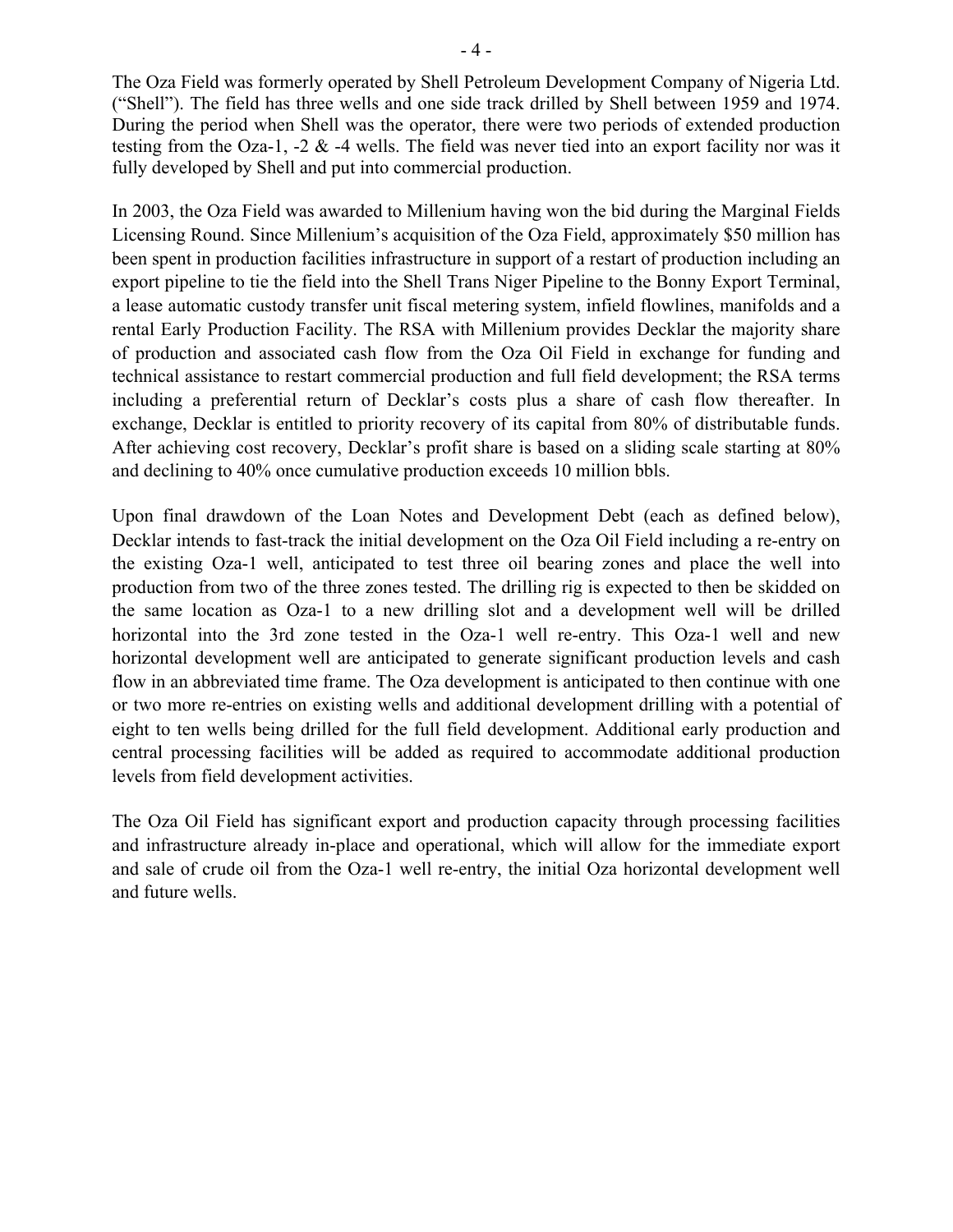The Oza Field was formerly operated by Shell Petroleum Development Company of Nigeria Ltd. ("Shell"). The field has three wells and one side track drilled by Shell between 1959 and 1974. During the period when Shell was the operator, there were two periods of extended production testing from the Oza-1, -2 & -4 wells. The field was never tied into an export facility nor was it fully developed by Shell and put into commercial production.

In 2003, the Oza Field was awarded to Millenium having won the bid during the Marginal Fields Licensing Round. Since Millenium's acquisition of the Oza Field, approximately $50 million has been spent in production facilities infrastructure in support of a restart of production including an export pipeline to tie the field into the Shell Trans Niger Pipeline to the Bonny Export Terminal, a lease automatic custody transfer unit fiscal metering system, infield flowlines, manifolds and a rental Early Production Facility. The RSA with Millenium provides Decklar the majority share of production and associated cash flow from the Oza Oil Field in exchange for funding and technical assistance to restart commercial production and full field development; the RSA terms including a preferential return of Decklar's costs plus a share of cash flow thereafter. In exchange, Decklar is entitled to priority recovery of its capital from 80% of distributable funds. After achieving cost recovery, Decklar's profit share is based on a sliding scale starting at 80% and declining to 40% once cumulative production exceeds 10 million bbls.

Upon final drawdown of the Loan Notes and Development Debt (each as defined below), Decklar intends to fast-track the initial development on the Oza Oil Field including a re-entry on the existing Oza-1 well, anticipated to test three oil bearing zones and place the well into production from two of the three zones tested. The drilling rig is expected to then be skidded on the same location as Oza-1 to a new drilling slot and a development well will be drilled horizontal into the 3rd zone tested in the Oza-1 well re-entry. This Oza-1 well and new horizontal development well are anticipated to generate significant production levels and cash flow in an abbreviated time frame. The Oza development is anticipated to then continue with one or two more re-entries on existing wells and additional development drilling with a potential of eight to ten wells being drilled for the full field development. Additional early production and central processing facilities will be added as required to accommodate additional production levels from field development activities.

The Oza Oil Field has significant export and production capacity through processing facilities and infrastructure already in-place and operational, which will allow for the immediate export and sale of crude oil from the Oza-1 well re-entry, the initial Oza horizontal development well and future wells.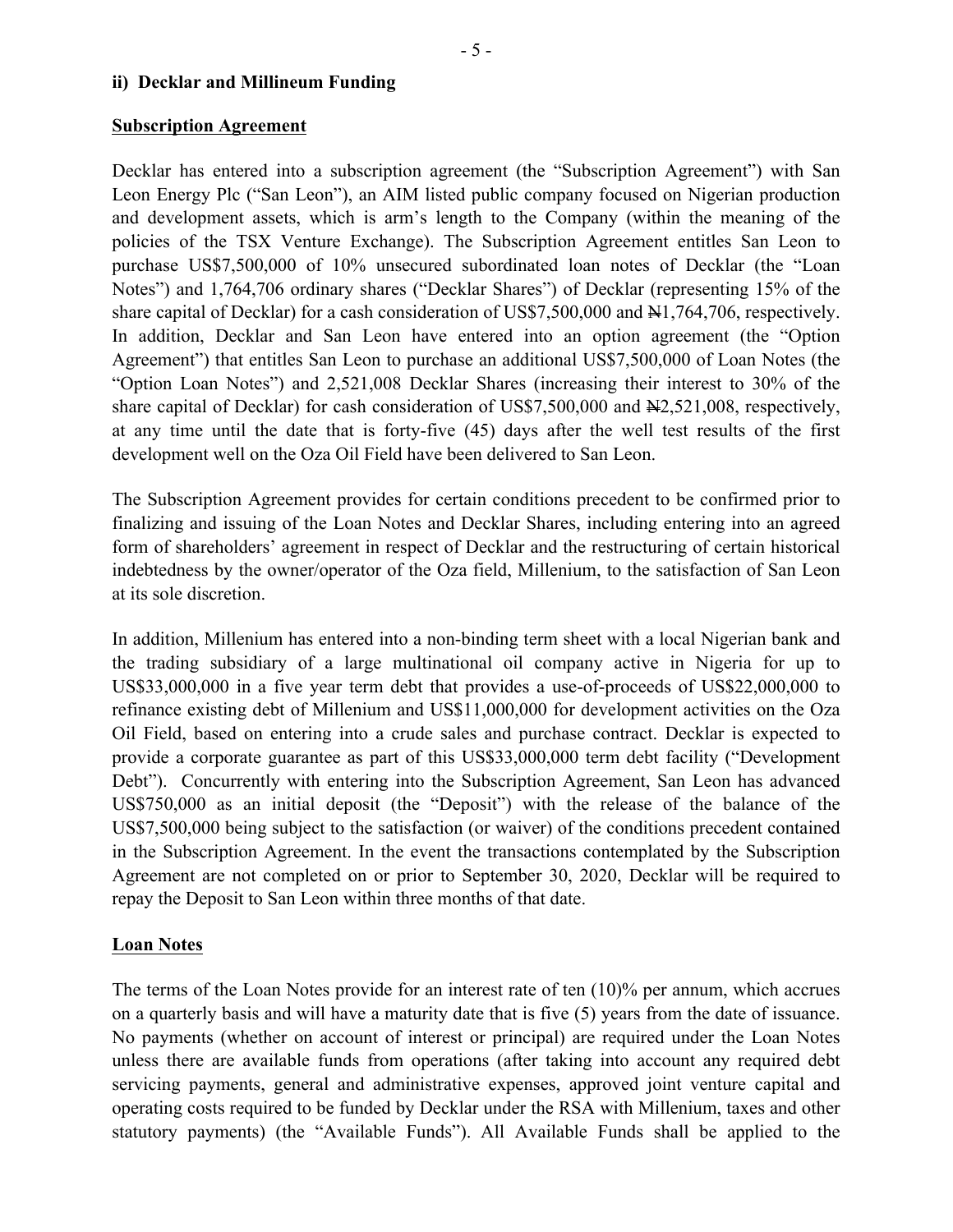**ii) Decklar and Millineum Funding**

**Subscription Agreement**

Decklar has entered into a subscription agreement (the "Subscription Agreement") with San Leon Energy Plc ("San Leon"), an AIM listed public company focused on Nigerian production and development assets, which is arm's length to the Company (within the meaning of the policies of the TSX Venture Exchange). The Subscription Agreement entitles San Leon to purchase US$7,500,000 of 10% unsecured subordinated loan notes of Decklar (the "Loan Notes") and 1,764,706 ordinary shares ("Decklar Shares") of Decklar (representing 15% of the share capital of Decklar) for a cash consideration of US$7,500,000 and ₦1,764,706, respectively. In addition, Decklar and San Leon have entered into an option agreement (the "Option Agreement") that entitles San Leon to purchase an additional US$7,500,000 of Loan Notes (the "Option Loan Notes") and 2,521,008 Decklar Shares (increasing their interest to 30% of the share capital of Decklar) for cash consideration of US$7,500,000 and ₦2,521,008, respectively, at any time until the date that is forty-five (45) days after the well test results of the first development well on the Oza Oil Field have been delivered to San Leon.

The Subscription Agreement provides for certain conditions precedent to be confirmed prior to finalizing and issuing of the Loan Notes and Decklar Shares, including entering into an agreed form of shareholders' agreement in respect of Decklar and the restructuring of certain historical indebtedness by the owner/operator of the Oza field, Millenium, to the satisfaction of San Leon at its sole discretion.

In addition, Millenium has entered into a non-binding term sheet with a local Nigerian bank and the trading subsidiary of a large multinational oil company active in Nigeria for up to US$33,000,000 in a five year term debt that provides a use-of-proceeds of US$22,000,000 to refinance existing debt of Millenium and US$11,000,000 for development activities on the Oza Oil Field, based on entering into a crude sales and purchase contract. Decklar is expected to provide a corporate guarantee as part of this US$33,000,000 term debt facility ("Development Debt"). Concurrently with entering into the Subscription Agreement, San Leon has advanced US$750,000 as an initial deposit (the "Deposit") with the release of the balance of the US$7,500,000 being subject to the satisfaction (or waiver) of the conditions precedent contained in the Subscription Agreement. In the event the transactions contemplated by the Subscription Agreement are not completed on or prior to September 30, 2020, Decklar will be required to repay the Deposit to San Leon within three months of that date.

**Loan Notes**

The terms of the Loan Notes provide for an interest rate of ten (10)% per annum, which accrues on a quarterly basis and will have a maturity date that is five (5) years from the date of issuance. No payments (whether on account of interest or principal) are required under the Loan Notes unless there are available funds from operations (after taking into account any required debt servicing payments, general and administrative expenses, approved joint venture capital and operating costs required to be funded by Decklar under the RSA with Millenium, taxes and other statutory payments) (the "Available Funds"). All Available Funds shall be applied to the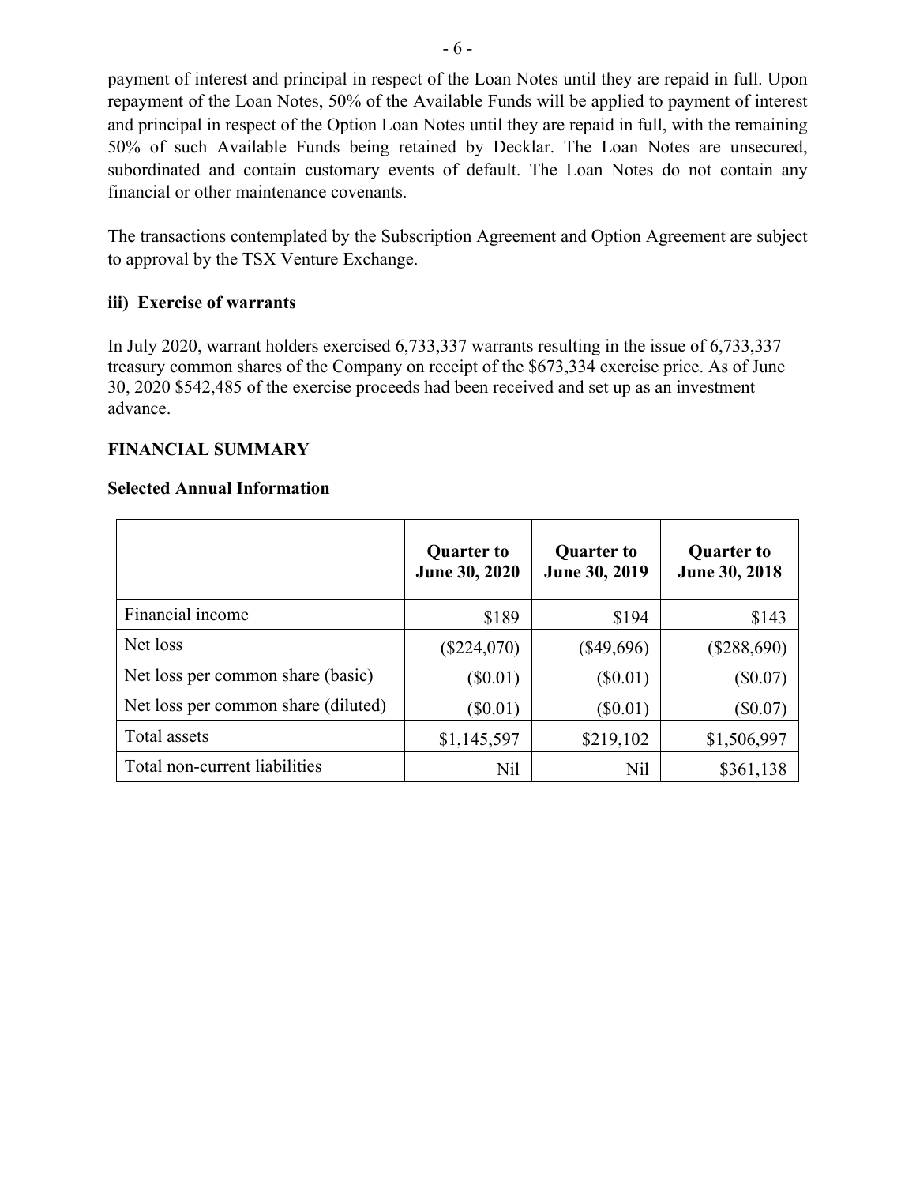payment of interest and principal in respect of the Loan Notes until they are repaid in full. Upon repayment of the Loan Notes, 50% of the Available Funds will be applied to payment of interest and principal in respect of the Option Loan Notes until they are repaid in full, with the remaining 50% of such Available Funds being retained by Decklar. The Loan Notes are unsecured, subordinated and contain customary events of default. The Loan Notes do not contain any financial or other maintenance covenants.

The transactions contemplated by the Subscription Agreement and Option Agreement are subject to approval by the TSX Venture Exchange.

### iii) Exercise of warrants

In July 2020, warrant holders exercised 6,733,337 warrants resulting in the issue of 6,733,337 treasury common shares of the Company on receipt of the $673,334 exercise price. As of June 30, 2020 $542,485 of the exercise proceeds had been received and set up as an investment advance.

## FINANCIAL SUMMARY

### Selected Annual Information

| | Quarter to June 30, 2020 | Quarter to June 30, 2019 | Quarter to June 30, 2018 |
|---|---|---|---|
| Financial income | $189 | $194 | $143 |
| Net loss | ($224,070) | ($49,696) | ($288,690) |
| Net loss per common share (basic) | ($0.01) | ($0.01) | ($0.07) |
| Net loss per common share (diluted) | ($0.01) | ($0.01) | ($0.07) |
| Total assets | $1,145,597 | $219,102 | $1,506,997 |
| Total non-current liabilities | Nil | Nil | $361,138 |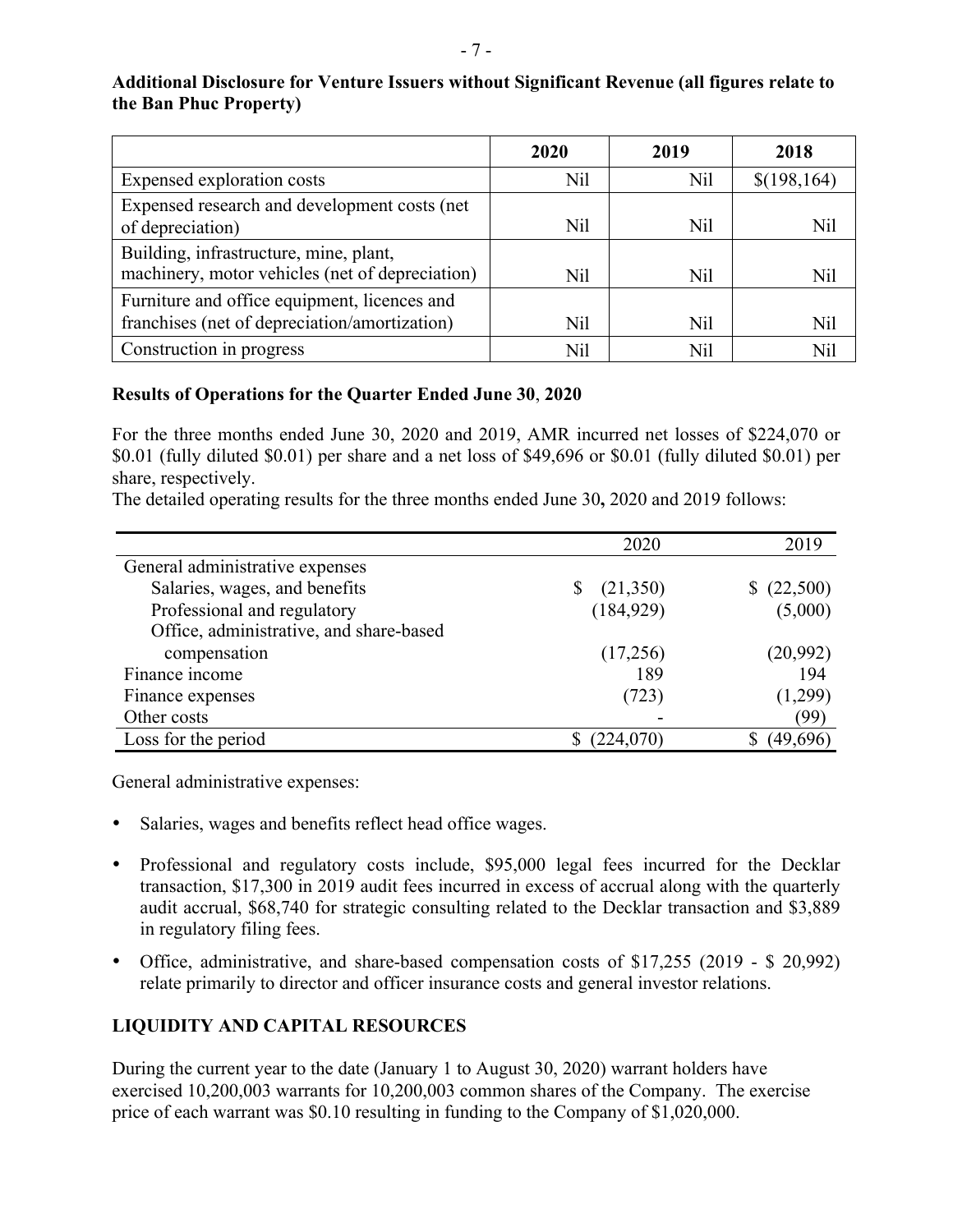**Additional Disclosure for Venture Issuers without Significant Revenue (all figures relate to the Ban Phuc Property)**

| | 2020 | 2019 | 2018 |
|---|---|---|---|
| Expensed exploration costs | Nil | Nil | $(198,164) |
| Expensed research and development costs (net of depreciation) | Nil | Nil | Nil |
| Building, infrastructure, mine, plant, machinery, motor vehicles (net of depreciation) | Nil | Nil | Nil |
| Furniture and office equipment, licences and franchises (net of depreciation/amortization) | Nil | Nil | Nil |
| Construction in progress | Nil | Nil | Nil |

**Results of Operations for the Quarter Ended June 30**, **2020**

For the three months ended June 30, 2020 and 2019, AMR incurred net losses of $224,070 or $0.01 (fully diluted $0.01) per share and a net loss of $49,696 or $0.01 (fully diluted $0.01) per share, respectively.
The detailed operating results for the three months ended June 30**,** 2020 and 2019 follows:

| | 2020 | 2019 |
|---|---|---|
| General administrative expenses | | |
| Salaries, wages, and benefits | $ (21,350) | $ (22,500) |
| Professional and regulatory | (184,929) | (5,000) |
| Office, administrative, and share-based compensation | (17,256) | (20,992) |
| Finance income | 189 | 194 |
| Finance expenses | (723) | (1,299) |
| Other costs | - | (99) |
| Loss for the period | $ (224,070) | $ (49,696) |

General administrative expenses:

- Salaries, wages and benefits reflect head office wages.
- Professional and regulatory costs include, $95,000 legal fees incurred for the Decklar transaction, $17,300 in 2019 audit fees incurred in excess of accrual along with the quarterly audit accrual, $68,740 for strategic consulting related to the Decklar transaction and $3,889 in regulatory filing fees.
- Office, administrative, and share-based compensation costs of $17,255 (2019 - $ 20,992) relate primarily to director and officer insurance costs and general investor relations.

## LIQUIDITY AND CAPITAL RESOURCES

During the current year to the date (January 1 to August 30, 2020) warrant holders have exercised 10,200,003 warrants for 10,200,003 common shares of the Company. The exercise price of each warrant was $0.10 resulting in funding to the Company of $1,020,000.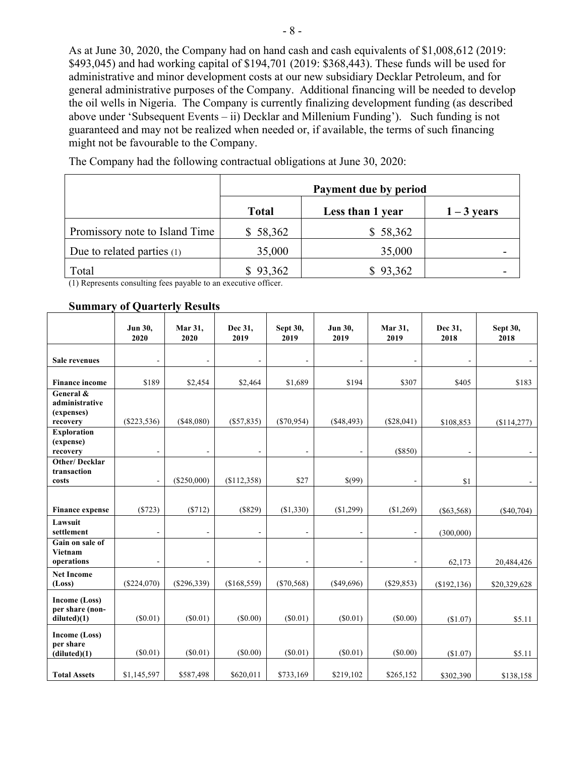As at June 30, 2020, the Company had on hand cash and cash equivalents of $1,008,612 (2019: $493,045) and had working capital of $194,701 (2019: $368,443). These funds will be used for administrative and minor development costs at our new subsidiary Decklar Petroleum, and for general administrative purposes of the Company. Additional financing will be needed to develop the oil wells in Nigeria. The Company is currently finalizing development funding (as described above under 'Subsequent Events – ii) Decklar and Millenium Funding'). Such funding is not guaranteed and may not be realized when needed or, if available, the terms of such financing might not be favourable to the Company.

The Company had the following contractual obligations at June 30, 2020:

| | Payment due by period | | |
|---|---|---|---|
| | Total | Less than 1 year | 1 – 3 years |
| Promissory note to Island Time | $ 58,362 | $ 58,362 | |
| Due to related parties (1) | 35,000 | 35,000 | - |
| Total | $ 93,362 | $ 93,362 | - |

(1) Represents consulting fees payable to an executive officer.

## Summary of Quarterly Results

| | Jun 30, 2020 | Mar 31, 2020 | Dec 31, 2019 | Sept 30, 2019 | Jun 30, 2019 | Mar 31, 2019 | Dec 31, 2018 | Sept 30, 2018 |
|---|---|---|---|---|---|---|---|---|
| **Sale revenues** | - | - | - | - | - | - | - | - |
| **Finance income** | $189 | $2,454 | $2,464 | $1,689 | $194 | $307 | $405 | $183 |
| **General & administrative (expenses) recovery** | ($223,536) | ($48,080) | ($57,835) | ($70,954) | ($48,493) | ($28,041) | $108,853 | ($114,277) |
| **Exploration (expense) recovery** | - | - | - | - | - | ($850) | - | - |
| **Other/ Decklar transaction costs** | - | ($250,000) | ($112,358) | $27 | $(99) | - | $1 | - |
| **Finance expense** | ($723) | ($712) | ($829) | ($1,330) | ($1,299) | ($1,269) | ($63,568) | ($40,704) |
| **Lawsuit settlement** | - | - | - | - | - | - | (300,000) | |
| **Gain on sale of Vietnam operations** | - | - | - | - | - | - | 62,173 | 20,484,426 |
| **Net Income (Loss)** | ($224,070) | ($296,339) | ($168,559) | ($70,568) | ($49,696) | ($29,853) | ($192,136) | $20,329,628 |
| **Income (Loss) per share (non-diluted)(1)** | ($0.01) | ($0.01) | ($0.00) | ($0.01) | ($0.01) | ($0.00) | ($1.07) | $5.11 |
| **Income (Loss) per share (diluted)(1)** | ($0.01) | ($0.01) | ($0.00) | ($0.01) | ($0.01) | ($0.00) | ($1.07) | $5.11 |
| **Total Assets** | $1,145,597 | $587,498 | $620,011 | $733,169 | $219,102 | $265,152 | $302,390 | $138,158 |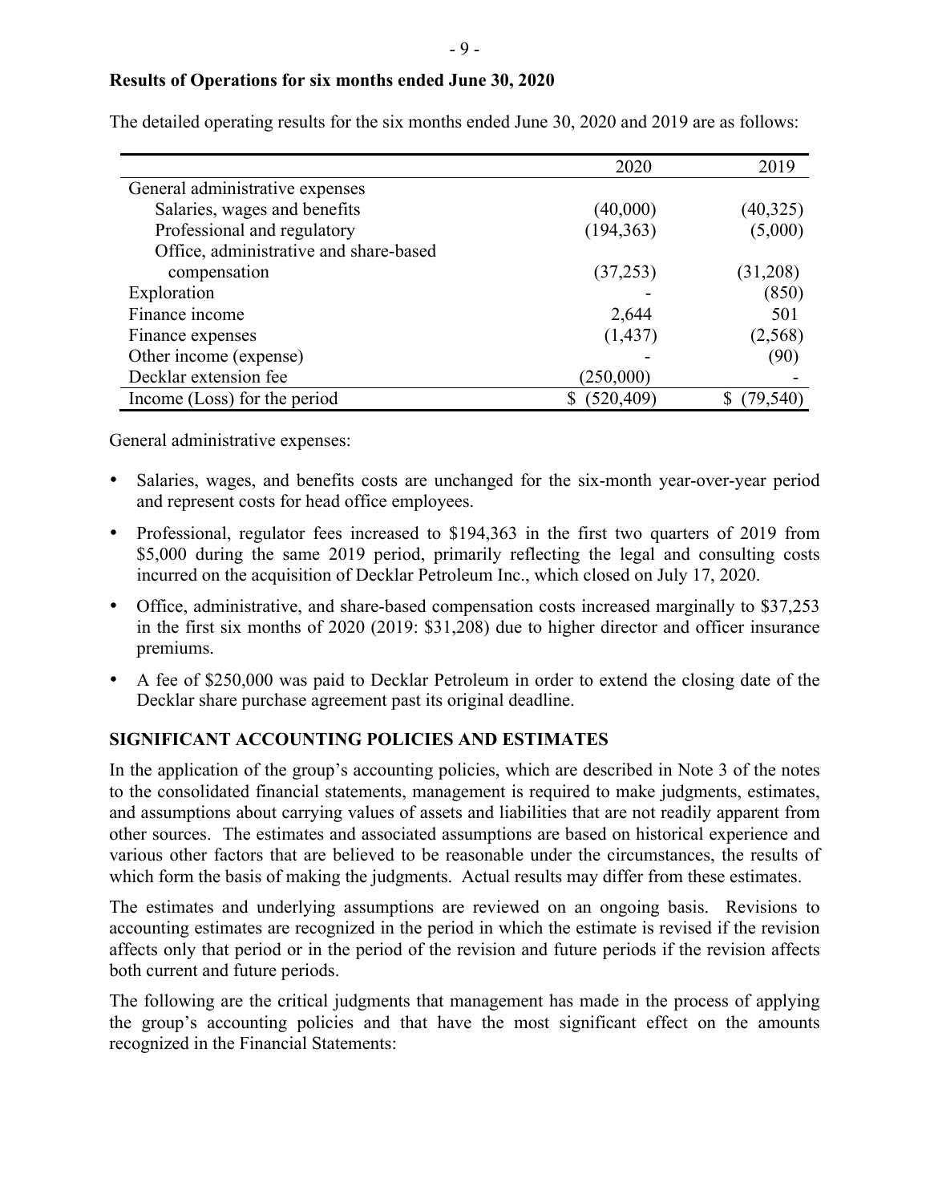**Results of Operations for six months ended June 30, 2020**

The detailed operating results for the six months ended June 30, 2020 and 2019 are as follows:

| | 2020 | 2019 |
|---|---|---|
| General administrative expenses | | |
| Salaries, wages and benefits | (40,000) | (40,325) |
| Professional and regulatory | (194,363) | (5,000) |
| Office, administrative and share-based compensation | (37,253) | (31,208) |
| Exploration | - | (850) |
| Finance income | 2,644 | 501 |
| Finance expenses | (1,437) | (2,568) |
| Other income (expense) | - | (90) |
| Decklar extension fee | (250,000) | - |
| Income (Loss) for the period | $ (520,409) | $ (79,540) |

General administrative expenses:

- Salaries, wages, and benefits costs are unchanged for the six-month year-over-year period and represent costs for head office employees.
- Professional, regulator fees increased to $194,363 in the first two quarters of 2019 from $5,000 during the same 2019 period, primarily reflecting the legal and consulting costs incurred on the acquisition of Decklar Petroleum Inc., which closed on July 17, 2020.
- Office, administrative, and share-based compensation costs increased marginally to $37,253 in the first six months of 2020 (2019: $31,208) due to higher director and officer insurance premiums.
- A fee of $250,000 was paid to Decklar Petroleum in order to extend the closing date of the Decklar share purchase agreement past its original deadline.

## SIGNIFICANT ACCOUNTING POLICIES AND ESTIMATES

In the application of the group's accounting policies, which are described in Note 3 of the notes to the consolidated financial statements, management is required to make judgments, estimates, and assumptions about carrying values of assets and liabilities that are not readily apparent from other sources. The estimates and associated assumptions are based on historical experience and various other factors that are believed to be reasonable under the circumstances, the results of which form the basis of making the judgments. Actual results may differ from these estimates.

The estimates and underlying assumptions are reviewed on an ongoing basis. Revisions to accounting estimates are recognized in the period in which the estimate is revised if the revision affects only that period or in the period of the revision and future periods if the revision affects both current and future periods.

The following are the critical judgments that management has made in the process of applying the group's accounting policies and that have the most significant effect on the amounts recognized in the Financial Statements: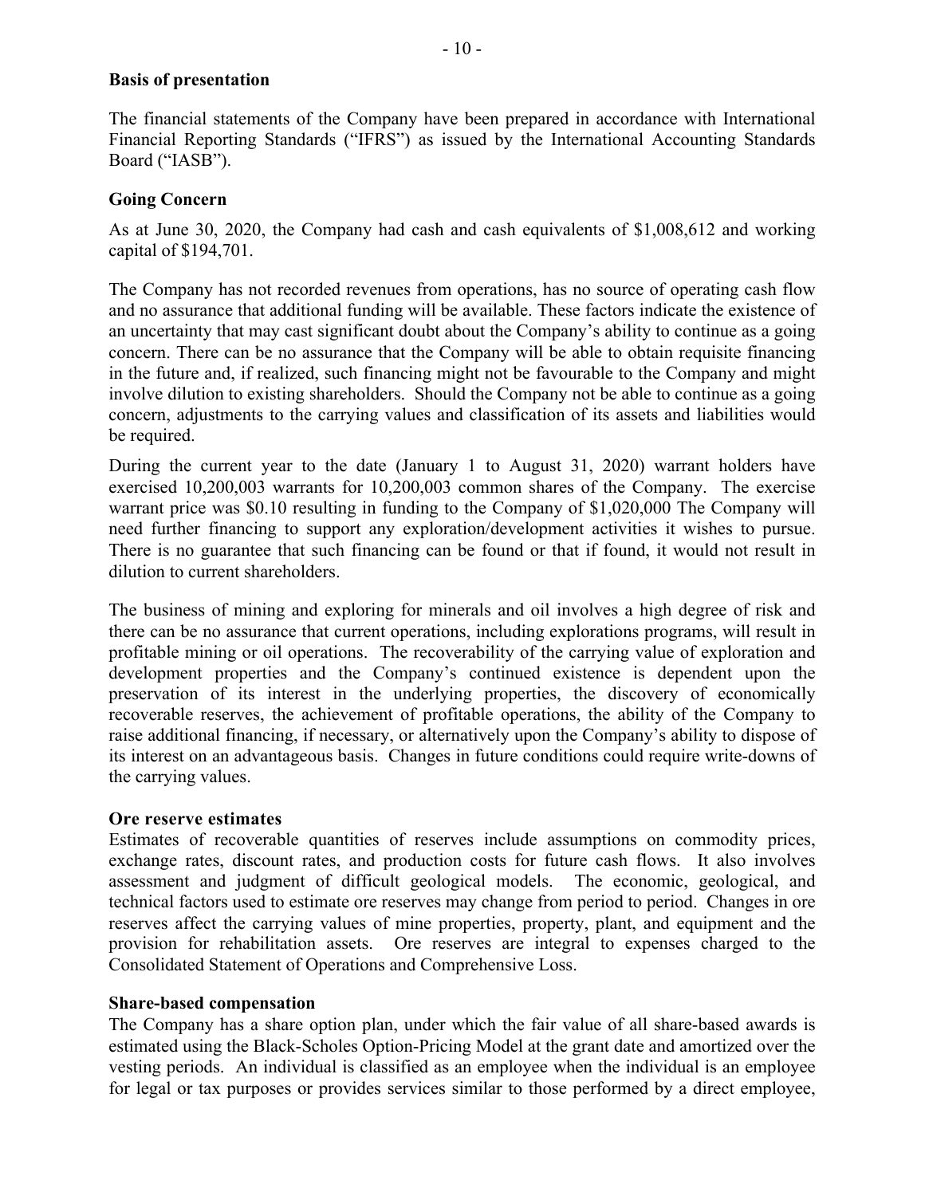**Basis of presentation**

The financial statements of the Company have been prepared in accordance with International Financial Reporting Standards ("IFRS") as issued by the International Accounting Standards Board ("IASB").

**Going Concern**

As at June 30, 2020, the Company had cash and cash equivalents of $1,008,612 and working capital of $194,701.

The Company has not recorded revenues from operations, has no source of operating cash flow and no assurance that additional funding will be available. These factors indicate the existence of an uncertainty that may cast significant doubt about the Company's ability to continue as a going concern. There can be no assurance that the Company will be able to obtain requisite financing in the future and, if realized, such financing might not be favourable to the Company and might involve dilution to existing shareholders. Should the Company not be able to continue as a going concern, adjustments to the carrying values and classification of its assets and liabilities would be required.

During the current year to the date (January 1 to August 31, 2020) warrant holders have exercised 10,200,003 warrants for 10,200,003 common shares of the Company. The exercise warrant price was $0.10 resulting in funding to the Company of $1,020,000 The Company will need further financing to support any exploration/development activities it wishes to pursue. There is no guarantee that such financing can be found or that if found, it would not result in dilution to current shareholders.

The business of mining and exploring for minerals and oil involves a high degree of risk and there can be no assurance that current operations, including explorations programs, will result in profitable mining or oil operations. The recoverability of the carrying value of exploration and development properties and the Company's continued existence is dependent upon the preservation of its interest in the underlying properties, the discovery of economically recoverable reserves, the achievement of profitable operations, the ability of the Company to raise additional financing, if necessary, or alternatively upon the Company's ability to dispose of its interest on an advantageous basis. Changes in future conditions could require write-downs of the carrying values.

**Ore reserve estimates**

Estimates of recoverable quantities of reserves include assumptions on commodity prices, exchange rates, discount rates, and production costs for future cash flows. It also involves assessment and judgment of difficult geological models. The economic, geological, and technical factors used to estimate ore reserves may change from period to period. Changes in ore reserves affect the carrying values of mine properties, property, plant, and equipment and the provision for rehabilitation assets. Ore reserves are integral to expenses charged to the Consolidated Statement of Operations and Comprehensive Loss.

**Share-based compensation**

The Company has a share option plan, under which the fair value of all share-based awards is estimated using the Black-Scholes Option-Pricing Model at the grant date and amortized over the vesting periods. An individual is classified as an employee when the individual is an employee for legal or tax purposes or provides services similar to those performed by a direct employee,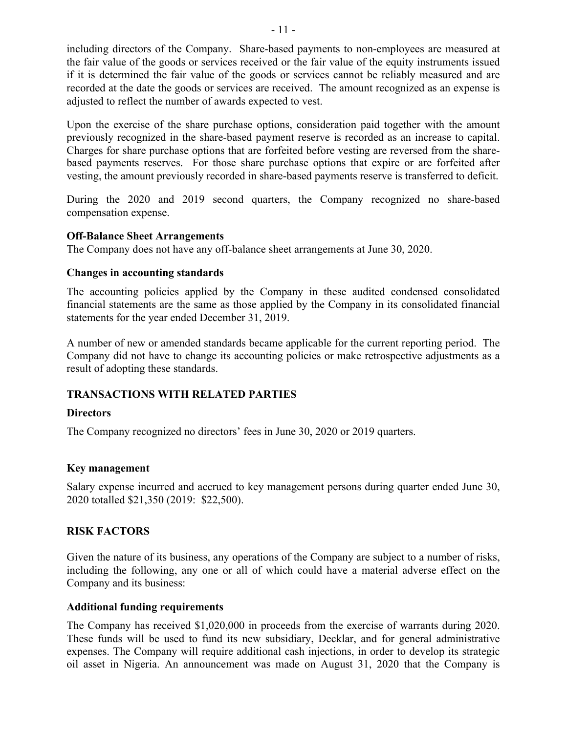including directors of the Company. Share-based payments to non-employees are measured at the fair value of the goods or services received or the fair value of the equity instruments issued if it is determined the fair value of the goods or services cannot be reliably measured and are recorded at the date the goods or services are received. The amount recognized as an expense is adjusted to reflect the number of awards expected to vest.

Upon the exercise of the share purchase options, consideration paid together with the amount previously recognized in the share-based payment reserve is recorded as an increase to capital. Charges for share purchase options that are forfeited before vesting are reversed from the share-based payments reserves. For those share purchase options that expire or are forfeited after vesting, the amount previously recorded in share-based payments reserve is transferred to deficit.

During the 2020 and 2019 second quarters, the Company recognized no share-based compensation expense.

**Off-Balance Sheet Arrangements**

The Company does not have any off-balance sheet arrangements at June 30, 2020.

**Changes in accounting standards**

The accounting policies applied by the Company in these audited condensed consolidated financial statements are the same as those applied by the Company in its consolidated financial statements for the year ended December 31, 2019.

A number of new or amended standards became applicable for the current reporting period. The Company did not have to change its accounting policies or make retrospective adjustments as a result of adopting these standards.

## TRANSACTIONS WITH RELATED PARTIES

**Directors**

The Company recognized no directors' fees in June 30, 2020 or 2019 quarters.

**Key management**

Salary expense incurred and accrued to key management persons during quarter ended June 30, 2020 totalled $21,350 (2019: $22,500).

## RISK FACTORS

Given the nature of its business, any operations of the Company are subject to a number of risks, including the following, any one or all of which could have a material adverse effect on the Company and its business:

**Additional funding requirements**

The Company has received $1,020,000 in proceeds from the exercise of warrants during 2020. These funds will be used to fund its new subsidiary, Decklar, and for general administrative expenses. The Company will require additional cash injections, in order to develop its strategic oil asset in Nigeria. An announcement was made on August 31, 2020 that the Company is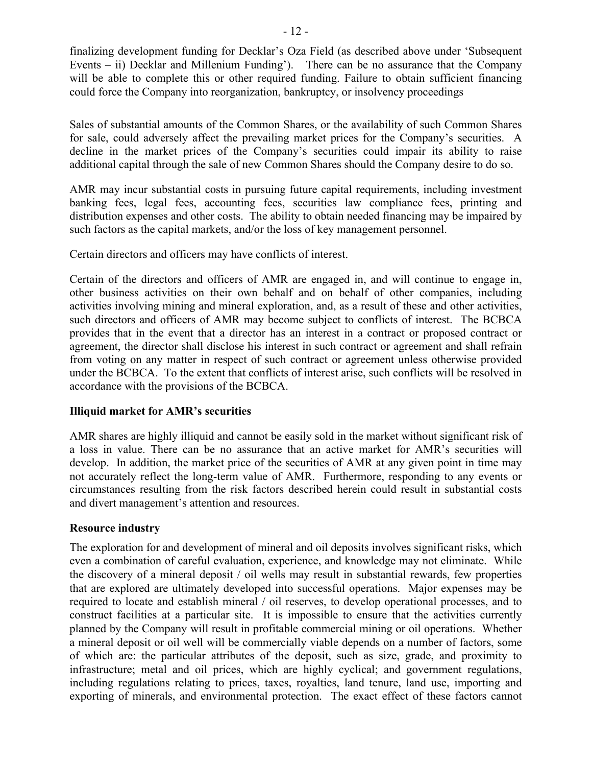finalizing development funding for Decklar's Oza Field (as described above under 'Subsequent Events – ii) Decklar and Millenium Funding'). There can be no assurance that the Company will be able to complete this or other required funding. Failure to obtain sufficient financing could force the Company into reorganization, bankruptcy, or insolvency proceedings

Sales of substantial amounts of the Common Shares, or the availability of such Common Shares for sale, could adversely affect the prevailing market prices for the Company's securities. A decline in the market prices of the Company's securities could impair its ability to raise additional capital through the sale of new Common Shares should the Company desire to do so.

AMR may incur substantial costs in pursuing future capital requirements, including investment banking fees, legal fees, accounting fees, securities law compliance fees, printing and distribution expenses and other costs. The ability to obtain needed financing may be impaired by such factors as the capital markets, and/or the loss of key management personnel.

Certain directors and officers may have conflicts of interest.

Certain of the directors and officers of AMR are engaged in, and will continue to engage in, other business activities on their own behalf and on behalf of other companies, including activities involving mining and mineral exploration, and, as a result of these and other activities, such directors and officers of AMR may become subject to conflicts of interest. The BCBCA provides that in the event that a director has an interest in a contract or proposed contract or agreement, the director shall disclose his interest in such contract or agreement and shall refrain from voting on any matter in respect of such contract or agreement unless otherwise provided under the BCBCA. To the extent that conflicts of interest arise, such conflicts will be resolved in accordance with the provisions of the BCBCA.

**Illiquid market for AMR's securities**

AMR shares are highly illiquid and cannot be easily sold in the market without significant risk of a loss in value. There can be no assurance that an active market for AMR's securities will develop. In addition, the market price of the securities of AMR at any given point in time may not accurately reflect the long-term value of AMR. Furthermore, responding to any events or circumstances resulting from the risk factors described herein could result in substantial costs and divert management's attention and resources.

**Resource industry**

The exploration for and development of mineral and oil deposits involves significant risks, which even a combination of careful evaluation, experience, and knowledge may not eliminate. While the discovery of a mineral deposit / oil wells may result in substantial rewards, few properties that are explored are ultimately developed into successful operations. Major expenses may be required to locate and establish mineral / oil reserves, to develop operational processes, and to construct facilities at a particular site. It is impossible to ensure that the activities currently planned by the Company will result in profitable commercial mining or oil operations. Whether a mineral deposit or oil well will be commercially viable depends on a number of factors, some of which are: the particular attributes of the deposit, such as size, grade, and proximity to infrastructure; metal and oil prices, which are highly cyclical; and government regulations, including regulations relating to prices, taxes, royalties, land tenure, land use, importing and exporting of minerals, and environmental protection. The exact effect of these factors cannot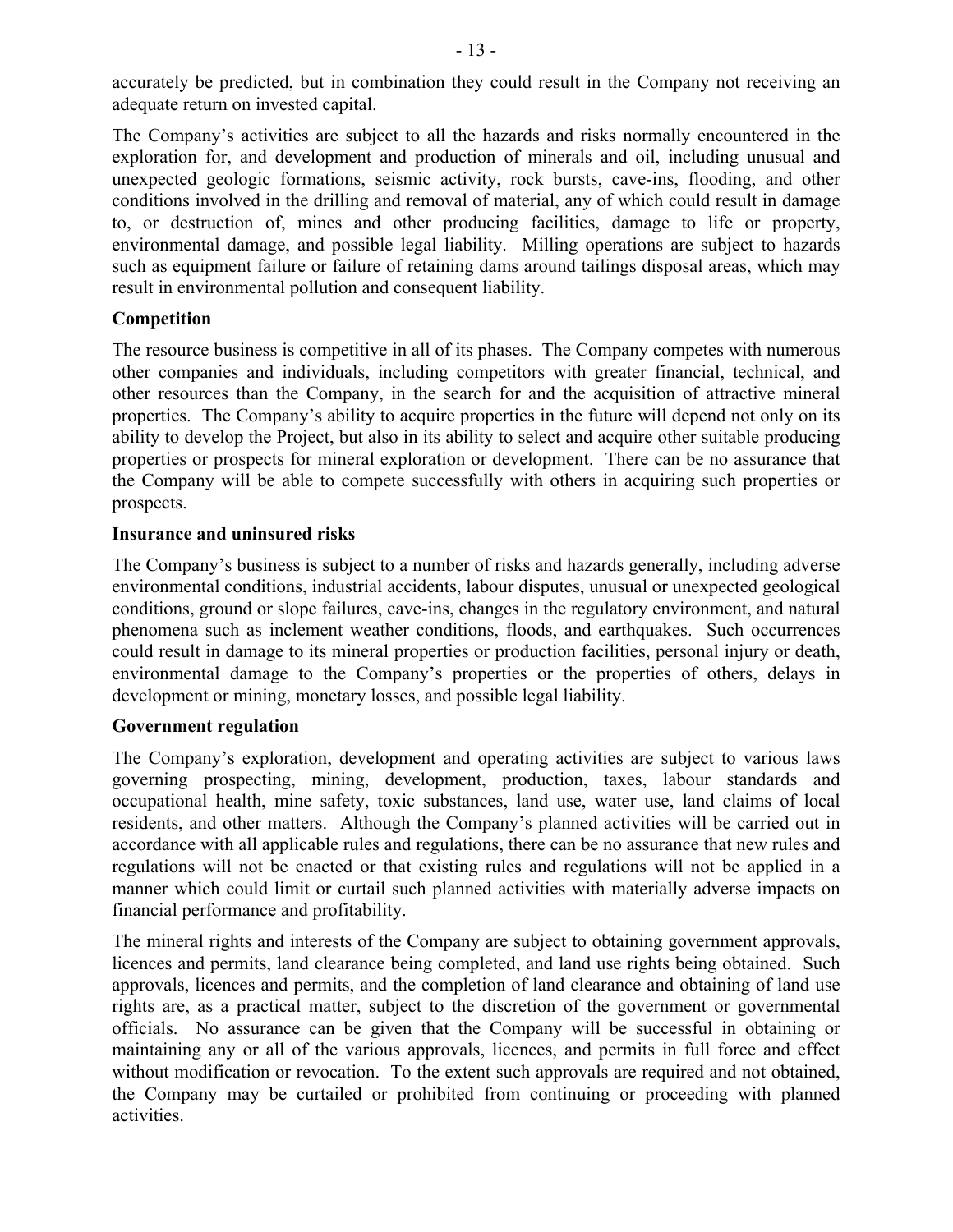accurately be predicted, but in combination they could result in the Company not receiving an adequate return on invested capital.

The Company's activities are subject to all the hazards and risks normally encountered in the exploration for, and development and production of minerals and oil, including unusual and unexpected geologic formations, seismic activity, rock bursts, cave-ins, flooding, and other conditions involved in the drilling and removal of material, any of which could result in damage to, or destruction of, mines and other producing facilities, damage to life or property, environmental damage, and possible legal liability. Milling operations are subject to hazards such as equipment failure or failure of retaining dams around tailings disposal areas, which may result in environmental pollution and consequent liability.

**Competition**

The resource business is competitive in all of its phases. The Company competes with numerous other companies and individuals, including competitors with greater financial, technical, and other resources than the Company, in the search for and the acquisition of attractive mineral properties. The Company's ability to acquire properties in the future will depend not only on its ability to develop the Project, but also in its ability to select and acquire other suitable producing properties or prospects for mineral exploration or development. There can be no assurance that the Company will be able to compete successfully with others in acquiring such properties or prospects.

**Insurance and uninsured risks**

The Company's business is subject to a number of risks and hazards generally, including adverse environmental conditions, industrial accidents, labour disputes, unusual or unexpected geological conditions, ground or slope failures, cave-ins, changes in the regulatory environment, and natural phenomena such as inclement weather conditions, floods, and earthquakes. Such occurrences could result in damage to its mineral properties or production facilities, personal injury or death, environmental damage to the Company's properties or the properties of others, delays in development or mining, monetary losses, and possible legal liability.

**Government regulation**

The Company's exploration, development and operating activities are subject to various laws governing prospecting, mining, development, production, taxes, labour standards and occupational health, mine safety, toxic substances, land use, water use, land claims of local residents, and other matters. Although the Company's planned activities will be carried out in accordance with all applicable rules and regulations, there can be no assurance that new rules and regulations will not be enacted or that existing rules and regulations will not be applied in a manner which could limit or curtail such planned activities with materially adverse impacts on financial performance and profitability.

The mineral rights and interests of the Company are subject to obtaining government approvals, licences and permits, land clearance being completed, and land use rights being obtained. Such approvals, licences and permits, and the completion of land clearance and obtaining of land use rights are, as a practical matter, subject to the discretion of the government or governmental officials. No assurance can be given that the Company will be successful in obtaining or maintaining any or all of the various approvals, licences, and permits in full force and effect without modification or revocation. To the extent such approvals are required and not obtained, the Company may be curtailed or prohibited from continuing or proceeding with planned activities.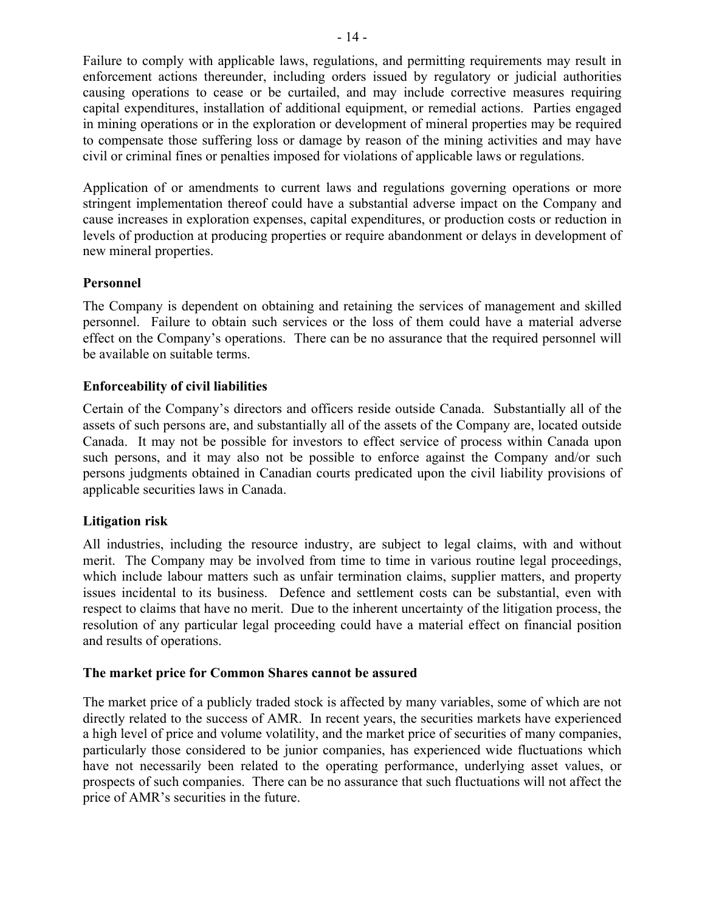Failure to comply with applicable laws, regulations, and permitting requirements may result in enforcement actions thereunder, including orders issued by regulatory or judicial authorities causing operations to cease or be curtailed, and may include corrective measures requiring capital expenditures, installation of additional equipment, or remedial actions. Parties engaged in mining operations or in the exploration or development of mineral properties may be required to compensate those suffering loss or damage by reason of the mining activities and may have civil or criminal fines or penalties imposed for violations of applicable laws or regulations.

Application of or amendments to current laws and regulations governing operations or more stringent implementation thereof could have a substantial adverse impact on the Company and cause increases in exploration expenses, capital expenditures, or production costs or reduction in levels of production at producing properties or require abandonment or delays in development of new mineral properties.

**Personnel**

The Company is dependent on obtaining and retaining the services of management and skilled personnel. Failure to obtain such services or the loss of them could have a material adverse effect on the Company's operations. There can be no assurance that the required personnel will be available on suitable terms.

**Enforceability of civil liabilities**

Certain of the Company's directors and officers reside outside Canada. Substantially all of the assets of such persons are, and substantially all of the assets of the Company are, located outside Canada. It may not be possible for investors to effect service of process within Canada upon such persons, and it may also not be possible to enforce against the Company and/or such persons judgments obtained in Canadian courts predicated upon the civil liability provisions of applicable securities laws in Canada.

**Litigation risk**

All industries, including the resource industry, are subject to legal claims, with and without merit. The Company may be involved from time to time in various routine legal proceedings, which include labour matters such as unfair termination claims, supplier matters, and property issues incidental to its business. Defence and settlement costs can be substantial, even with respect to claims that have no merit. Due to the inherent uncertainty of the litigation process, the resolution of any particular legal proceeding could have a material effect on financial position and results of operations.

**The market price for Common Shares cannot be assured**

The market price of a publicly traded stock is affected by many variables, some of which are not directly related to the success of AMR. In recent years, the securities markets have experienced a high level of price and volume volatility, and the market price of securities of many companies, particularly those considered to be junior companies, has experienced wide fluctuations which have not necessarily been related to the operating performance, underlying asset values, or prospects of such companies. There can be no assurance that such fluctuations will not affect the price of AMR's securities in the future.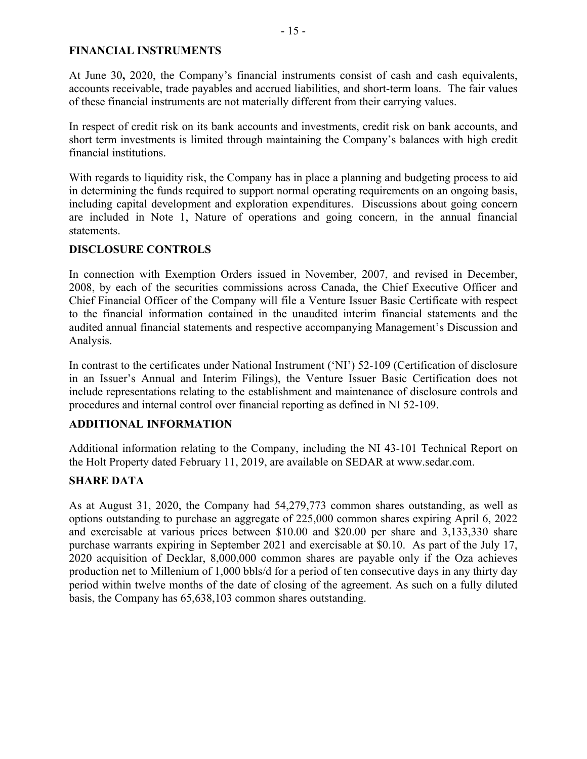## FINANCIAL INSTRUMENTS

At June 30**,** 2020, the Company's financial instruments consist of cash and cash equivalents, accounts receivable, trade payables and accrued liabilities, and short-term loans. The fair values of these financial instruments are not materially different from their carrying values.

In respect of credit risk on its bank accounts and investments, credit risk on bank accounts, and short term investments is limited through maintaining the Company's balances with high credit financial institutions.

With regards to liquidity risk, the Company has in place a planning and budgeting process to aid in determining the funds required to support normal operating requirements on an ongoing basis, including capital development and exploration expenditures. Discussions about going concern are included in Note 1, Nature of operations and going concern, in the annual financial statements.

## DISCLOSURE CONTROLS

In connection with Exemption Orders issued in November, 2007, and revised in December, 2008, by each of the securities commissions across Canada, the Chief Executive Officer and Chief Financial Officer of the Company will file a Venture Issuer Basic Certificate with respect to the financial information contained in the unaudited interim financial statements and the audited annual financial statements and respective accompanying Management's Discussion and Analysis.

In contrast to the certificates under National Instrument ('NI') 52-109 (Certification of disclosure in an Issuer's Annual and Interim Filings), the Venture Issuer Basic Certification does not include representations relating to the establishment and maintenance of disclosure controls and procedures and internal control over financial reporting as defined in NI 52-109.

## ADDITIONAL INFORMATION

Additional information relating to the Company, including the NI 43-101 Technical Report on the Holt Property dated February 11, 2019, are available on SEDAR at www.sedar.com.

## SHARE DATA

As at August 31, 2020, the Company had 54,279,773 common shares outstanding, as well as options outstanding to purchase an aggregate of 225,000 common shares expiring April 6, 2022 and exercisable at various prices between $10.00 and $20.00 per share and 3,133,330 share purchase warrants expiring in September 2021 and exercisable at $0.10. As part of the July 17, 2020 acquisition of Decklar, 8,000,000 common shares are payable only if the Oza achieves production net to Millenium of 1,000 bbls/d for a period of ten consecutive days in any thirty day period within twelve months of the date of closing of the agreement. As such on a fully diluted basis, the Company has 65,638,103 common shares outstanding.